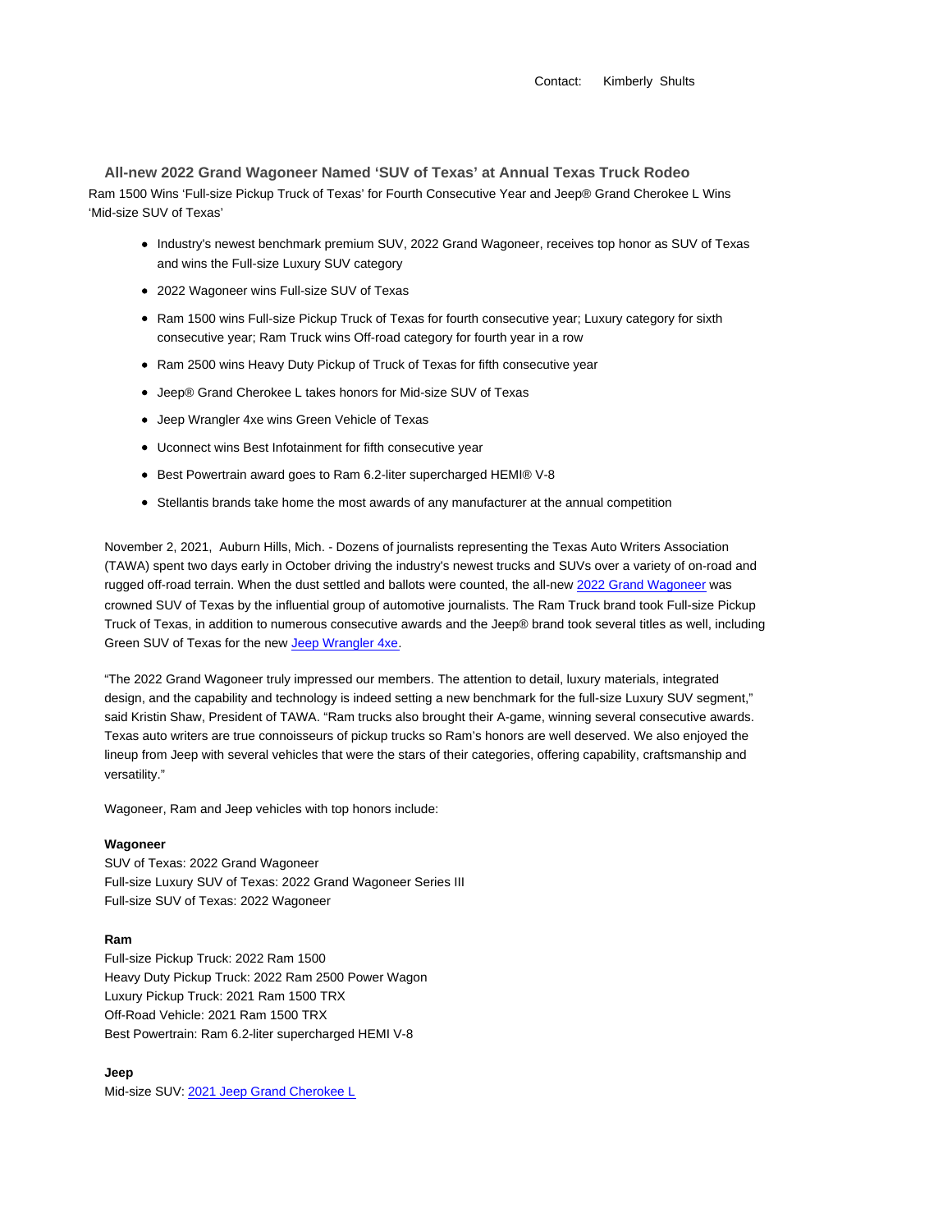Contact: Kimberly Shults

## All-new 2022 Grand Wagoneer Named 'SUV of Texas' at Annual Texas Truck Rodeo

Ram 1500 Wins 'Full-size Pickup Truck of Texas' for Fourth Consecutive Year and Jeep® Grand Cherokee L Wins 'Mid-size SUV of Texas'

- Industry's newest benchmark premium SUV, 2022 Grand Wagoneer, receives top honor as SUV of Texas and wins the Full-size Luxury SUV category
- 2022 Wagoneer wins Full-size SUV of Texas
- Ram 1500 wins Full-size Pickup Truck of Texas for fourth consecutive year; Luxury category for sixth consecutive year; Ram Truck wins Off-road category for fourth year in a row
- Ram 2500 wins Heavy Duty Pickup of Truck of Texas for fifth consecutive year
- Jeep® Grand Cherokee L takes honors for Mid-size SUV of Texas
- Jeep Wrangler 4xe wins Green Vehicle of Texas
- Uconnect wins Best Infotainment for fifth consecutive year
- Best Powertrain award goes to Ram 6.2-liter supercharged HEMI® V-8
- Stellantis brands take home the most awards of any manufacturer at the annual competition

November 2, 2021, Auburn Hills, Mich. - Dozens of journalists representing the Texas Auto Writers Association (TAWA) spent two days early in October driving the industry's newest trucks and SUVs over a variety of on-road and rugged off-road terrain. When the dust settled and ballots were counted, the all-new 2022 Grand Wagoneer was crowned SUV of Texas by the influential group of automotive journalists. The Ram Truck brand took Full-size Pickup Truck of Texas, in addition to numerous consecutive awards and the Jeep® brand took several titles as well, including Green SUV of Texas for the new Jeep Wrangler 4xe.

"The 2022 Grand Wagoneer truly impressed our members. The attention to detail, luxury materials, integrated design, and the capability and technology is indeed setting a new benchmark for the full-size Luxury SUV segment," said Kristin Shaw, President of TAWA. "Ram trucks also brought their A-game, winning several consecutive awards. Texas auto writers are true connoisseurs of pickup trucks so Ram's honors are well deserved. We also enjoyed the lineup from Jeep with several vehicles that were the stars of their categories, offering capability, craftsmanship and versatility."

Wagoneer, Ram and Jeep vehicles with top honors include:

**Wagoneer**
SUV of Texas: 2022 Grand Wagoneer
Full-size Luxury SUV of Texas: 2022 Grand Wagoneer Series III
Full-size SUV of Texas: 2022 Wagoneer

**Ram**
Full-size Pickup Truck: 2022 Ram 1500
Heavy Duty Pickup Truck: 2022 Ram 2500 Power Wagon
Luxury Pickup Truck: 2021 Ram 1500 TRX
Off-Road Vehicle: 2021 Ram 1500 TRX
Best Powertrain: Ram 6.2-liter supercharged HEMI V-8

**Jeep**
Mid-size SUV: 2021 Jeep Grand Cherokee L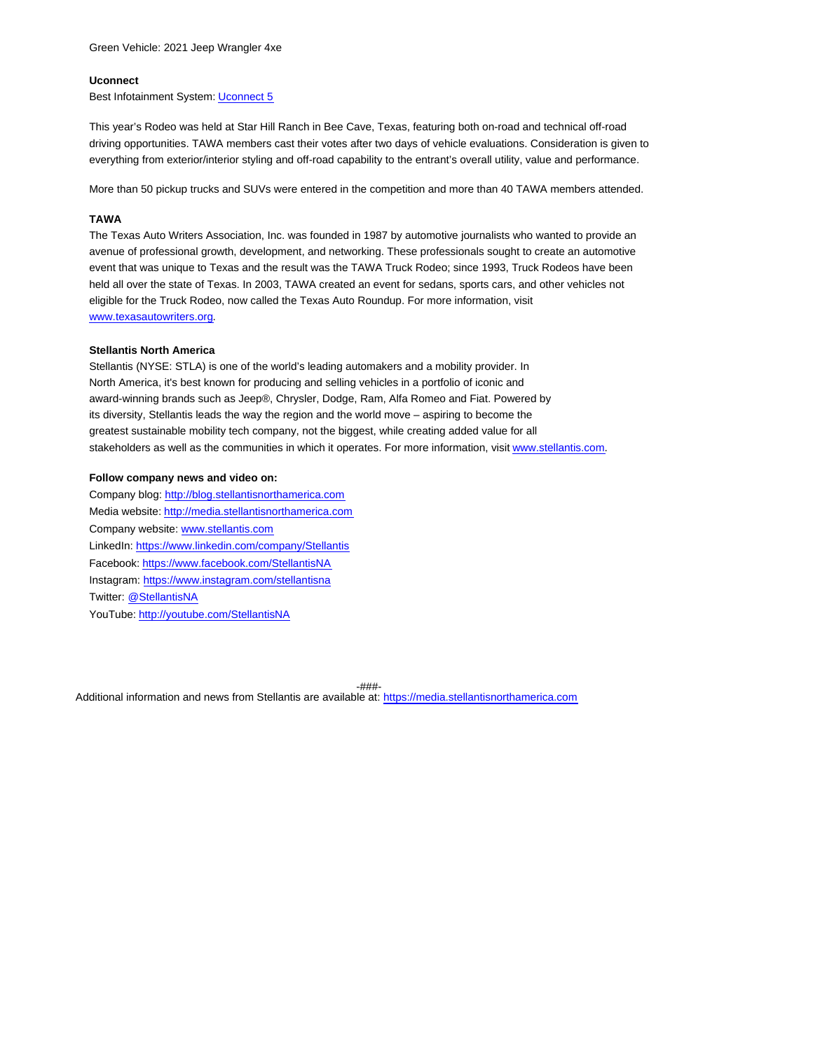Green Vehicle: 2021 Jeep Wrangler 4xe

**Uconnect**

Best Infotainment System: Uconnect 5

This year's Rodeo was held at Star Hill Ranch in Bee Cave, Texas, featuring both on-road and technical off-road driving opportunities. TAWA members cast their votes after two days of vehicle evaluations. Consideration is given to everything from exterior/interior styling and off-road capability to the entrant's overall utility, value and performance.

More than 50 pickup trucks and SUVs were entered in the competition and more than 40 TAWA members attended.

**TAWA**

The Texas Auto Writers Association, Inc. was founded in 1987 by automotive journalists who wanted to provide an avenue of professional growth, development, and networking. These professionals sought to create an automotive event that was unique to Texas and the result was the TAWA Truck Rodeo; since 1993, Truck Rodeos have been held all over the state of Texas. In 2003, TAWA created an event for sedans, sports cars, and other vehicles not eligible for the Truck Rodeo, now called the Texas Auto Roundup. For more information, visit www.texasautowriters.org.

**Stellantis North America**

Stellantis (NYSE: STLA) is one of the world's leading automakers and a mobility provider. In North America, it's best known for producing and selling vehicles in a portfolio of iconic and award-winning brands such as Jeep®, Chrysler, Dodge, Ram, Alfa Romeo and Fiat. Powered by its diversity, Stellantis leads the way the region and the world move – aspiring to become the greatest sustainable mobility tech company, not the biggest, while creating added value for all stakeholders as well as the communities in which it operates. For more information, visit www.stellantis.com.

**Follow company news and video on:**

Company blog: http://blog.stellantisnorthamerica.com
Media website: http://media.stellantisnorthamerica.com
Company website: www.stellantis.com
LinkedIn: https://www.linkedin.com/company/Stellantis
Facebook: https://www.facebook.com/StellantisNA
Instagram: https://www.instagram.com/stellantisna
Twitter: @StellantisNA
YouTube: http://youtube.com/StellantisNA

-###-

Additional information and news from Stellantis are available at: https://media.stellantisnorthamerica.com